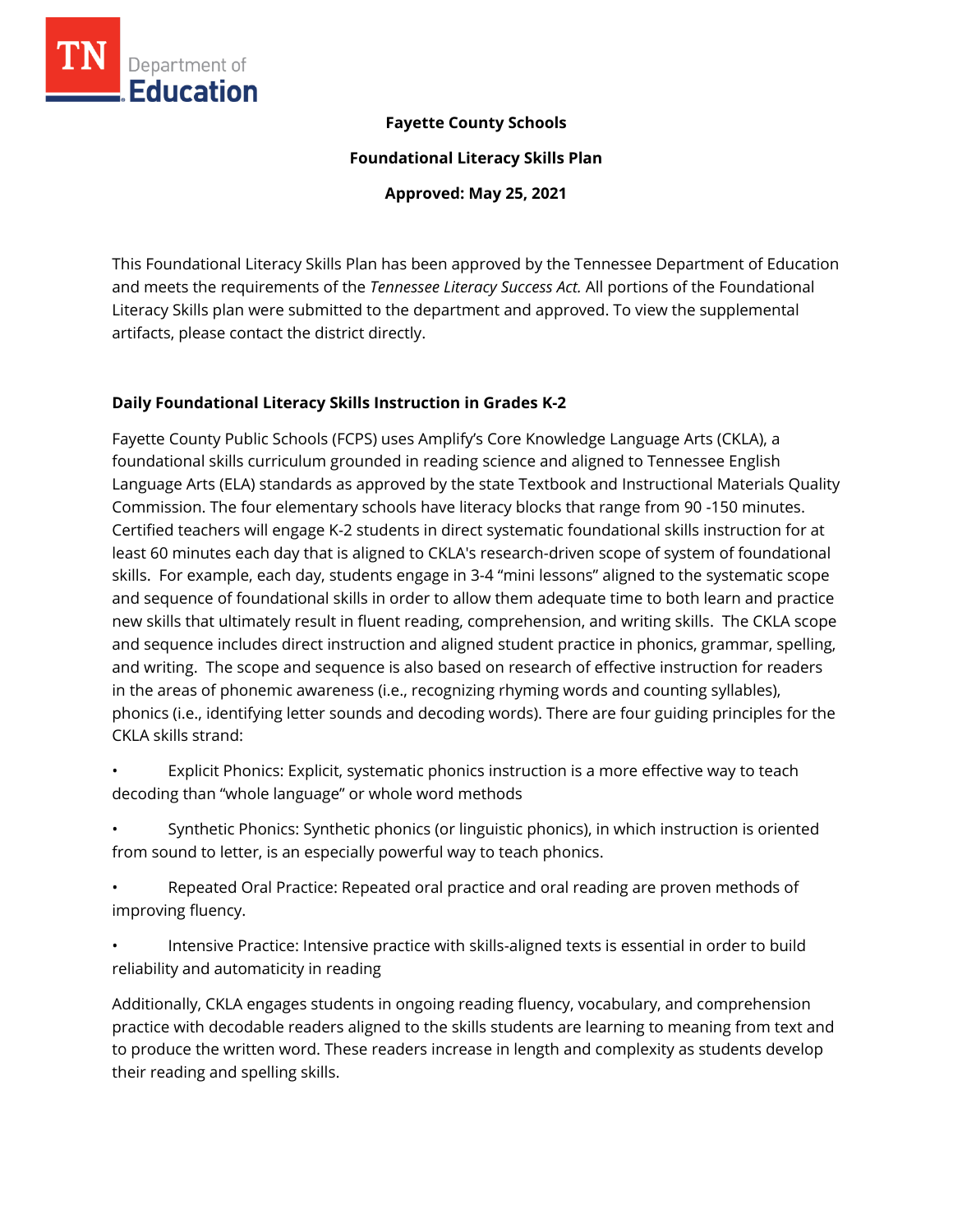**Fayette County Schools**

**Foundational Literacy Skills Plan**

**Approved: May 25, 2021**

This Foundational Literacy Skills Plan has been approved by the Tennessee Department of Education and meets the requirements of the *Tennessee Literacy Success Act.* All portions of the Foundational Literacy Skills plan were submitted to the department and approved. To view the supplemental artifacts, please contact the district directly.

## Daily Foundational Literacy Skills Instruction in Grades K-2

Fayette County Public Schools (FCPS) uses Amplify's Core Knowledge Language Arts (CKLA), a foundational skills curriculum grounded in reading science and aligned to Tennessee English Language Arts (ELA) standards as approved by the state Textbook and Instructional Materials Quality Commission. The four elementary schools have literacy blocks that range from 90 -150 minutes. Certified teachers will engage K-2 students in direct systematic foundational skills instruction for at least 60 minutes each day that is aligned to CKLA's research-driven scope of system of foundational skills. For example, each day, students engage in 3-4 "mini lessons" aligned to the systematic scope and sequence of foundational skills in order to allow them adequate time to both learn and practice new skills that ultimately result in fluent reading, comprehension, and writing skills. The CKLA scope and sequence includes direct instruction and aligned student practice in phonics, grammar, spelling, and writing. The scope and sequence is also based on research of effective instruction for readers in the areas of phonemic awareness (i.e., recognizing rhyming words and counting syllables), phonics (i.e., identifying letter sounds and decoding words). There are four guiding principles for the CKLA skills strand:

- Explicit Phonics: Explicit, systematic phonics instruction is a more effective way to teach decoding than "whole language" or whole word methods
- Synthetic Phonics: Synthetic phonics (or linguistic phonics), in which instruction is oriented from sound to letter, is an especially powerful way to teach phonics.
- Repeated Oral Practice: Repeated oral practice and oral reading are proven methods of improving fluency.
- Intensive Practice: Intensive practice with skills-aligned texts is essential in order to build reliability and automaticity in reading

Additionally, CKLA engages students in ongoing reading fluency, vocabulary, and comprehension practice with decodable readers aligned to the skills students are learning to meaning from text and to produce the written word. These readers increase in length and complexity as students develop their reading and spelling skills.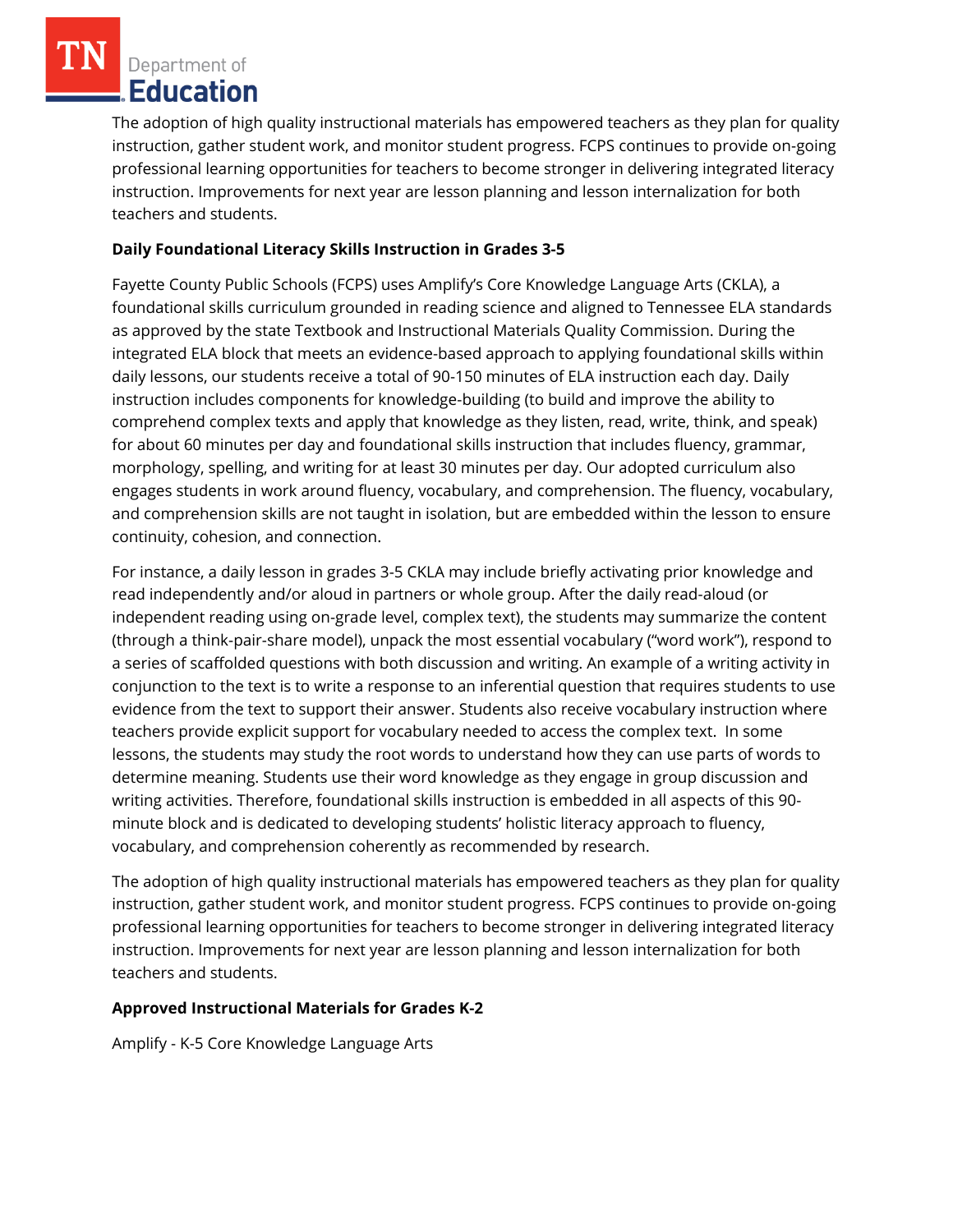The adoption of high quality instructional materials has empowered teachers as they plan for quality instruction, gather student work, and monitor student progress. FCPS continues to provide on-going professional learning opportunities for teachers to become stronger in delivering integrated literacy instruction. Improvements for next year are lesson planning and lesson internalization for both teachers and students.

**Daily Foundational Literacy Skills Instruction in Grades 3-5**

Fayette County Public Schools (FCPS) uses Amplify's Core Knowledge Language Arts (CKLA), a foundational skills curriculum grounded in reading science and aligned to Tennessee ELA standards as approved by the state Textbook and Instructional Materials Quality Commission. During the integrated ELA block that meets an evidence-based approach to applying foundational skills within daily lessons, our students receive a total of 90-150 minutes of ELA instruction each day. Daily instruction includes components for knowledge-building (to build and improve the ability to comprehend complex texts and apply that knowledge as they listen, read, write, think, and speak) for about 60 minutes per day and foundational skills instruction that includes fluency, grammar, morphology, spelling, and writing for at least 30 minutes per day. Our adopted curriculum also engages students in work around fluency, vocabulary, and comprehension. The fluency, vocabulary, and comprehension skills are not taught in isolation, but are embedded within the lesson to ensure continuity, cohesion, and connection.

For instance, a daily lesson in grades 3-5 CKLA may include briefly activating prior knowledge and read independently and/or aloud in partners or whole group. After the daily read-aloud (or independent reading using on-grade level, complex text), the students may summarize the content (through a think-pair-share model), unpack the most essential vocabulary ("word work"), respond to a series of scaffolded questions with both discussion and writing. An example of a writing activity in conjunction to the text is to write a response to an inferential question that requires students to use evidence from the text to support their answer. Students also receive vocabulary instruction where teachers provide explicit support for vocabulary needed to access the complex text. In some lessons, the students may study the root words to understand how they can use parts of words to determine meaning. Students use their word knowledge as they engage in group discussion and writing activities. Therefore, foundational skills instruction is embedded in all aspects of this 90-minute block and is dedicated to developing students' holistic literacy approach to fluency, vocabulary, and comprehension coherently as recommended by research.

The adoption of high quality instructional materials has empowered teachers as they plan for quality instruction, gather student work, and monitor student progress. FCPS continues to provide on-going professional learning opportunities for teachers to become stronger in delivering integrated literacy instruction. Improvements for next year are lesson planning and lesson internalization for both teachers and students.

**Approved Instructional Materials for Grades K-2**

Amplify - K-5 Core Knowledge Language Arts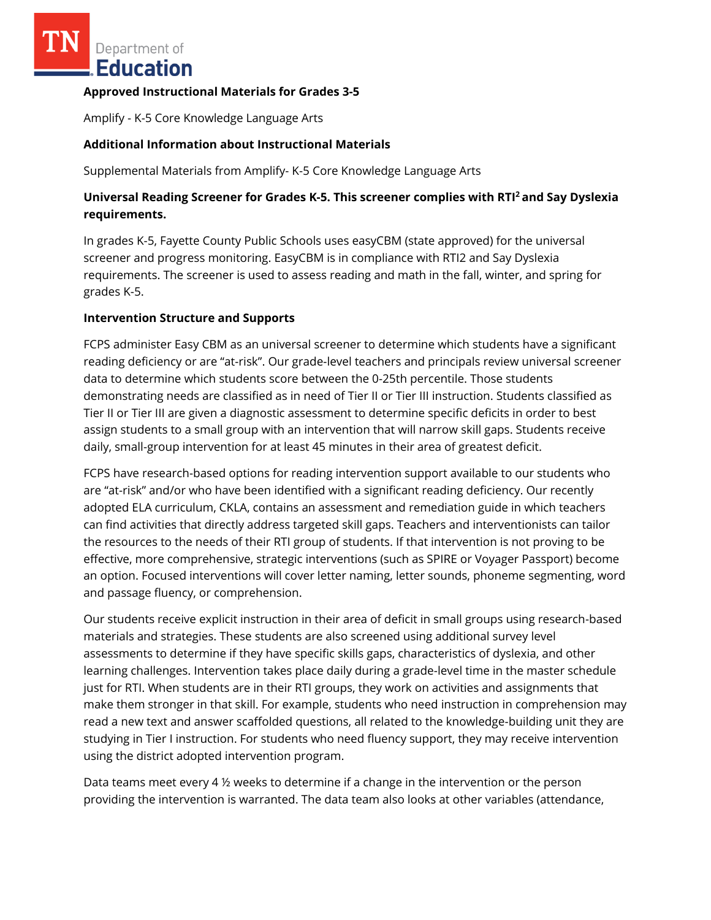**Approved Instructional Materials for Grades 3-5**

Amplify - K-5 Core Knowledge Language Arts

**Additional Information about Instructional Materials**

Supplemental Materials from Amplify- K-5 Core Knowledge Language Arts

**Universal Reading Screener for Grades K-5. This screener complies with RTI$^2$ and Say Dyslexia requirements.**

In grades K-5, Fayette County Public Schools uses easyCBM (state approved) for the universal screener and progress monitoring. EasyCBM is in compliance with RTI2 and Say Dyslexia requirements. The screener is used to assess reading and math in the fall, winter, and spring for grades K-5.

**Intervention Structure and Supports**

FCPS administer Easy CBM as an universal screener to determine which students have a significant reading deficiency or are "at-risk". Our grade-level teachers and principals review universal screener data to determine which students score between the 0-25th percentile. Those students demonstrating needs are classified as in need of Tier II or Tier III instruction. Students classified as Tier II or Tier III are given a diagnostic assessment to determine specific deficits in order to best assign students to a small group with an intervention that will narrow skill gaps. Students receive daily, small-group intervention for at least 45 minutes in their area of greatest deficit.

FCPS have research-based options for reading intervention support available to our students who are "at-risk" and/or who have been identified with a significant reading deficiency. Our recently adopted ELA curriculum, CKLA, contains an assessment and remediation guide in which teachers can find activities that directly address targeted skill gaps. Teachers and interventionists can tailor the resources to the needs of their RTI group of students. If that intervention is not proving to be effective, more comprehensive, strategic interventions (such as SPIRE or Voyager Passport) become an option. Focused interventions will cover letter naming, letter sounds, phoneme segmenting, word and passage fluency, or comprehension.

Our students receive explicit instruction in their area of deficit in small groups using research-based materials and strategies. These students are also screened using additional survey level assessments to determine if they have specific skills gaps, characteristics of dyslexia, and other learning challenges. Intervention takes place daily during a grade-level time in the master schedule just for RTI. When students are in their RTI groups, they work on activities and assignments that make them stronger in that skill. For example, students who need instruction in comprehension may read a new text and answer scaffolded questions, all related to the knowledge-building unit they are studying in Tier I instruction. For students who need fluency support, they may receive intervention using the district adopted intervention program.

Data teams meet every 4 ½ weeks to determine if a change in the intervention or the person providing the intervention is warranted. The data team also looks at other variables (attendance,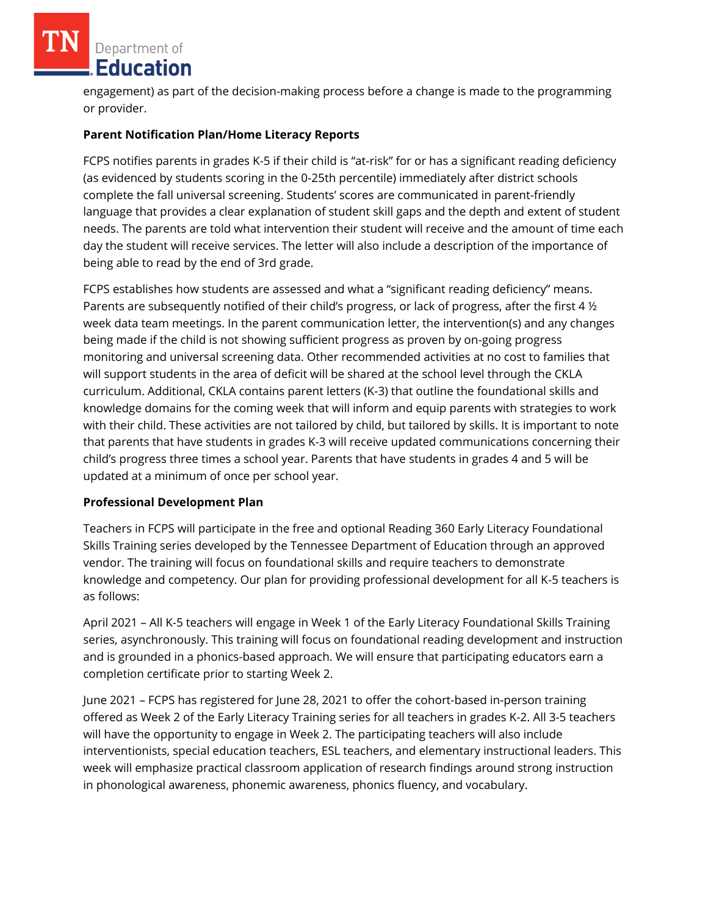engagement) as part of the decision-making process before a change is made to the programming or provider.

**Parent Notification Plan/Home Literacy Reports**

FCPS notifies parents in grades K-5 if their child is "at-risk" for or has a significant reading deficiency (as evidenced by students scoring in the 0-25th percentile) immediately after district schools complete the fall universal screening. Students' scores are communicated in parent-friendly language that provides a clear explanation of student skill gaps and the depth and extent of student needs. The parents are told what intervention their student will receive and the amount of time each day the student will receive services. The letter will also include a description of the importance of being able to read by the end of 3rd grade.

FCPS establishes how students are assessed and what a "significant reading deficiency" means. Parents are subsequently notified of their child's progress, or lack of progress, after the first 4 ½ week data team meetings. In the parent communication letter, the intervention(s) and any changes being made if the child is not showing sufficient progress as proven by on-going progress monitoring and universal screening data. Other recommended activities at no cost to families that will support students in the area of deficit will be shared at the school level through the CKLA curriculum. Additional, CKLA contains parent letters (K-3) that outline the foundational skills and knowledge domains for the coming week that will inform and equip parents with strategies to work with their child. These activities are not tailored by child, but tailored by skills. It is important to note that parents that have students in grades K-3 will receive updated communications concerning their child's progress three times a school year. Parents that have students in grades 4 and 5 will be updated at a minimum of once per school year.

**Professional Development Plan**

Teachers in FCPS will participate in the free and optional Reading 360 Early Literacy Foundational Skills Training series developed by the Tennessee Department of Education through an approved vendor. The training will focus on foundational skills and require teachers to demonstrate knowledge and competency. Our plan for providing professional development for all K-5 teachers is as follows:

April 2021 – All K-5 teachers will engage in Week 1 of the Early Literacy Foundational Skills Training series, asynchronously. This training will focus on foundational reading development and instruction and is grounded in a phonics-based approach. We will ensure that participating educators earn a completion certificate prior to starting Week 2.

June 2021 – FCPS has registered for June 28, 2021 to offer the cohort-based in-person training offered as Week 2 of the Early Literacy Training series for all teachers in grades K-2. All 3-5 teachers will have the opportunity to engage in Week 2. The participating teachers will also include interventionists, special education teachers, ESL teachers, and elementary instructional leaders. This week will emphasize practical classroom application of research findings around strong instruction in phonological awareness, phonemic awareness, phonics fluency, and vocabulary.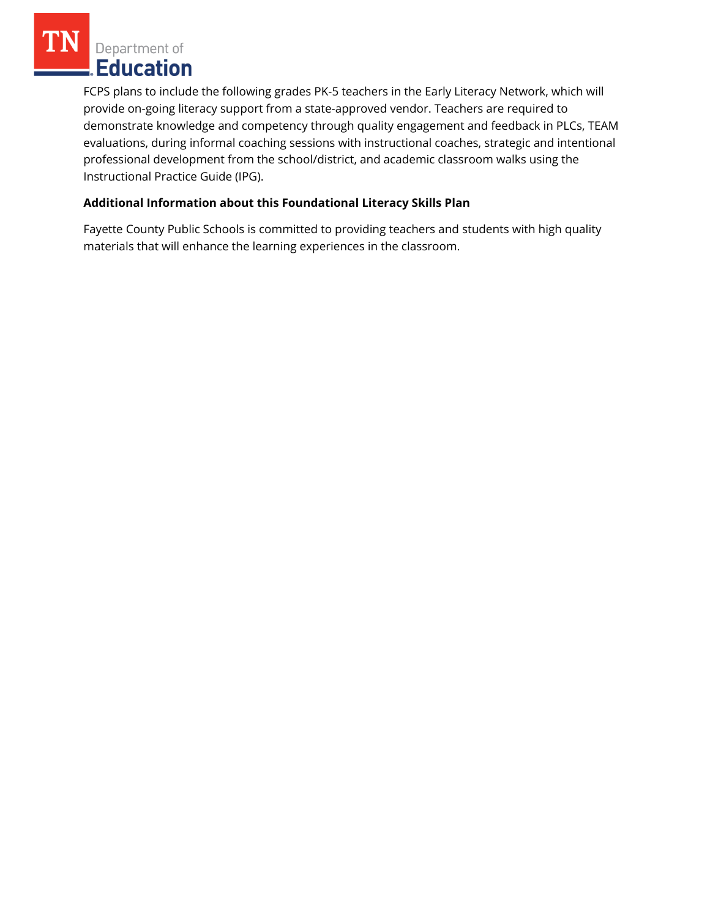FCPS plans to include the following grades PK-5 teachers in the Early Literacy Network, which will provide on-going literacy support from a state-approved vendor. Teachers are required to demonstrate knowledge and competency through quality engagement and feedback in PLCs, TEAM evaluations, during informal coaching sessions with instructional coaches, strategic and intentional professional development from the school/district, and academic classroom walks using the Instructional Practice Guide (IPG).

**Additional Information about this Foundational Literacy Skills Plan**

Fayette County Public Schools is committed to providing teachers and students with high quality materials that will enhance the learning experiences in the classroom.